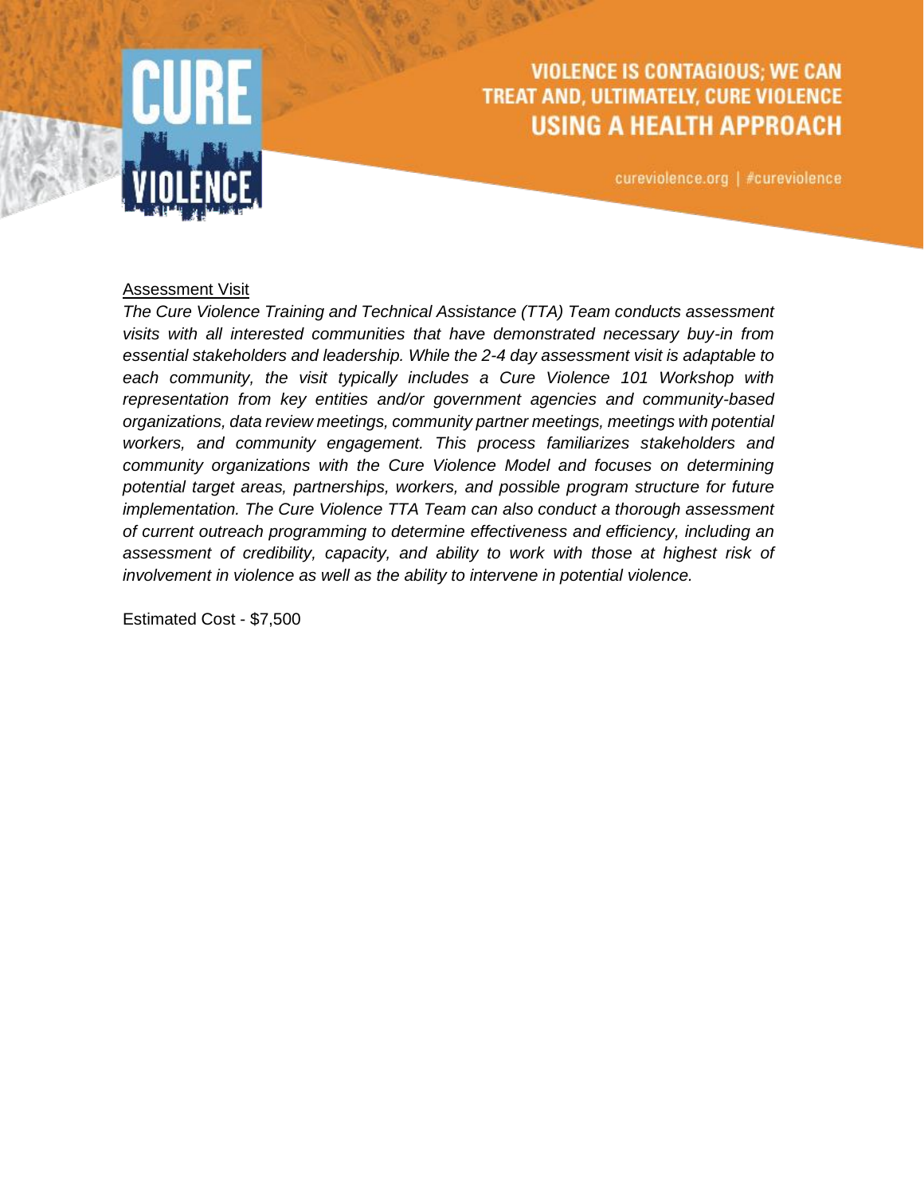VIOLENCE IS CONTAGIOUS; WE CAN TREAT AND, ULTIMATELY, CURE VIOLENCE USING A HEALTH APPROACH

cureviolence.org | #cureviolence

<u>Assessment Visit</u>

*The Cure Violence Training and Technical Assistance (TTA) Team conducts assessment visits with all interested communities that have demonstrated necessary buy-in from essential stakeholders and leadership. While the 2-4 day assessment visit is adaptable to each community, the visit typically includes a Cure Violence 101 Workshop with representation from key entities and/or government agencies and community-based organizations, data review meetings, community partner meetings, meetings with potential workers, and community engagement. This process familiarizes stakeholders and community organizations with the Cure Violence Model and focuses on determining potential target areas, partnerships, workers, and possible program structure for future implementation. The Cure Violence TTA Team can also conduct a thorough assessment of current outreach programming to determine effectiveness and efficiency, including an assessment of credibility, capacity, and ability to work with those at highest risk of involvement in violence as well as the ability to intervene in potential violence.*

Estimated Cost - $7,500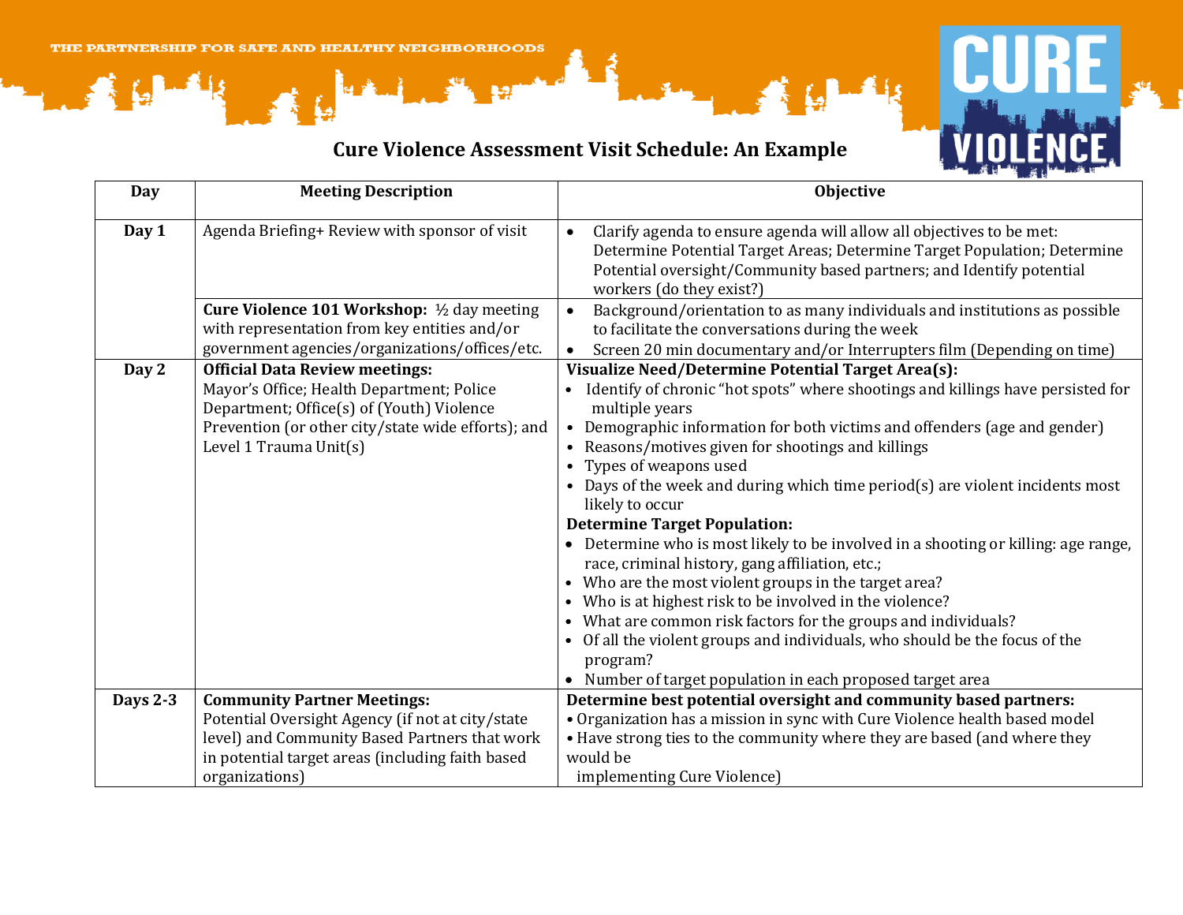THE PARTNERSHIP FOR SAFE AND HEALTHY NEIGHBORHOODS

CURE VIOLENCE

# Cure Violence Assessment Visit Schedule: An Example

| Day | Meeting Description | Objective |
|---|---|---|
| **Day 1** | Agenda Briefing+ Review with sponsor of visit | • Clarify agenda to ensure agenda will allow all objectives to be met: Determine Potential Target Areas; Determine Target Population; Determine Potential oversight/Community based partners; and Identify potential workers (do they exist?) |
| | **Cure Violence 101 Workshop:** ½ day meeting with representation from key entities and/or government agencies/organizations/offices/etc. | • Background/orientation to as many individuals and institutions as possible to facilitate the conversations during the week<br>• Screen 20 min documentary and/or Interrupters film (Depending on time) |
| **Day 2** | **Official Data Review meetings:** Mayor's Office; Health Department; Police Department; Office(s) of (Youth) Violence Prevention (or other city/state wide efforts); and Level 1 Trauma Unit(s) | **Visualize Need/Determine Potential Target Area(s):**<br>• Identify of chronic "hot spots" where shootings and killings have persisted for multiple years<br>• Demographic information for both victims and offenders (age and gender)<br>• Reasons/motives given for shootings and killings<br>• Types of weapons used<br>• Days of the week and during which time period(s) are violent incidents most likely to occur<br>**Determine Target Population:**<br>• Determine who is most likely to be involved in a shooting or killing: age range, race, criminal history, gang affiliation, etc.;<br>• Who are the most violent groups in the target area?<br>• Who is at highest risk to be involved in the violence?<br>• What are common risk factors for the groups and individuals?<br>• Of all the violent groups and individuals, who should be the focus of the program?<br>• Number of target population in each proposed target area |
| **Days 2-3** | **Community Partner Meetings:** Potential Oversight Agency (if not at city/state level) and Community Based Partners that work in potential target areas (including faith based organizations) | **Determine best potential oversight and community based partners:**<br>• Organization has a mission in sync with Cure Violence health based model<br>• Have strong ties to the community where they are based (and where they would be implementing Cure Violence) |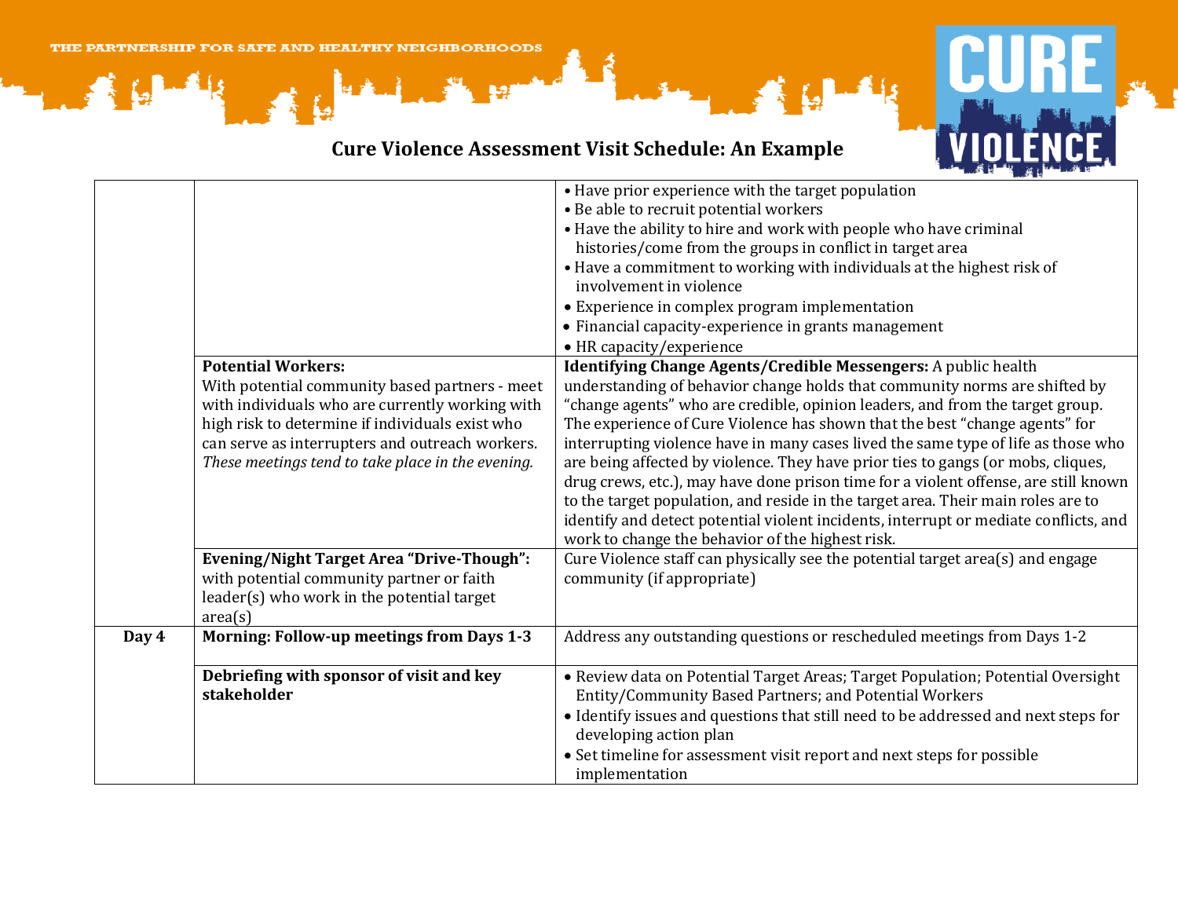# Cure Violence Assessment Visit Schedule: An Example

| | | |
|---|---|---|
| | | • Have prior experience with the target population<br>• Be able to recruit potential workers<br>• Have the ability to hire and work with people who have criminal histories/come from the groups in conflict in target area<br>• Have a commitment to working with individuals at the highest risk of involvement in violence<br>• Experience in complex program implementation<br>• Financial capacity-experience in grants management<br>• HR capacity/experience |
| | **Potential Workers:** With potential community based partners - meet with individuals who are currently working with high risk to determine if individuals exist who can serve as interrupters and outreach workers. *These meetings tend to take place in the evening.* | **Identifying Change Agents/Credible Messengers:** A public health understanding of behavior change holds that community norms are shifted by "change agents" who are credible, opinion leaders, and from the target group. The experience of Cure Violence has shown that the best "change agents" for interrupting violence have in many cases lived the same type of life as those who are being affected by violence. They have prior ties to gangs (or mobs, cliques, drug crews, etc.), may have done prison time for a violent offense, are still known to the target population, and reside in the target area. Their main roles are to identify and detect potential violent incidents, interrupt or mediate conflicts, and work to change the behavior of the highest risk. |
| | **Evening/Night Target Area "Drive-Though":** with potential community partner or faith leader(s) who work in the potential target area(s) | Cure Violence staff can physically see the potential target area(s) and engage community (if appropriate) |
| **Day 4** | **Morning: Follow-up meetings from Days 1-3** | Address any outstanding questions or rescheduled meetings from Days 1-2 |
| | **Debriefing with sponsor of visit and key stakeholder** | • Review data on Potential Target Areas; Target Population; Potential Oversight Entity/Community Based Partners; and Potential Workers<br>• Identify issues and questions that still need to be addressed and next steps for developing action plan<br>• Set timeline for assessment visit report and next steps for possible implementation |